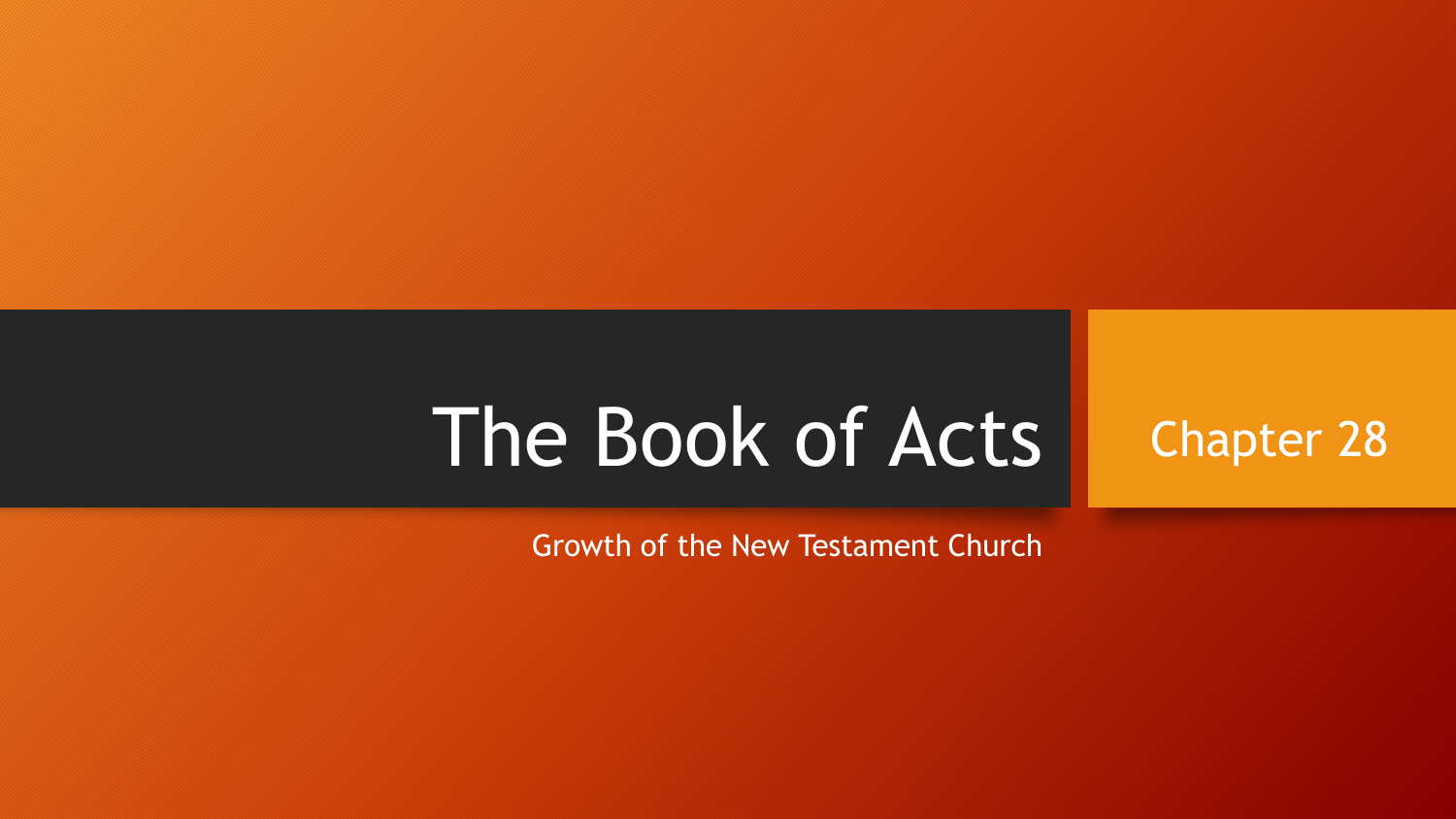# The Book of Acts

## Chapter 28

Growth of the New Testament Church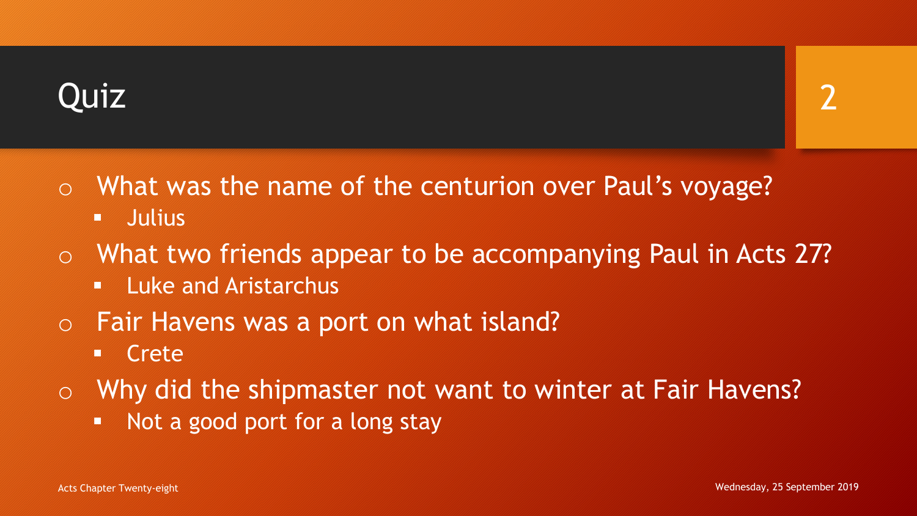# Quiz

- What was the name of the centurion over Paul's voyage?
  - Julius
- What two friends appear to be accompanying Paul in Acts 27?
  - Luke and Aristarchus
- Fair Havens was a port on what island?
  - Crete
- Why did the shipmaster not want to winter at Fair Havens?
  - Not a good port for a long stay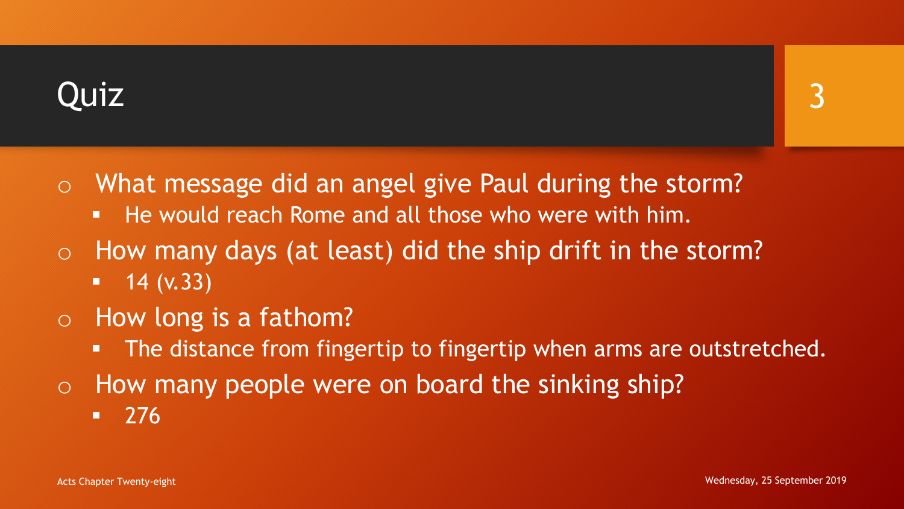## Quiz

- What message did an angel give Paul during the storm?
  - He would reach Rome and all those who were with him.
- How many days (at least) did the ship drift in the storm?
  - 14 (v.33)
- How long is a fathom?
  - The distance from fingertip to fingertip when arms are outstretched.
- How many people were on board the sinking ship?
  - 276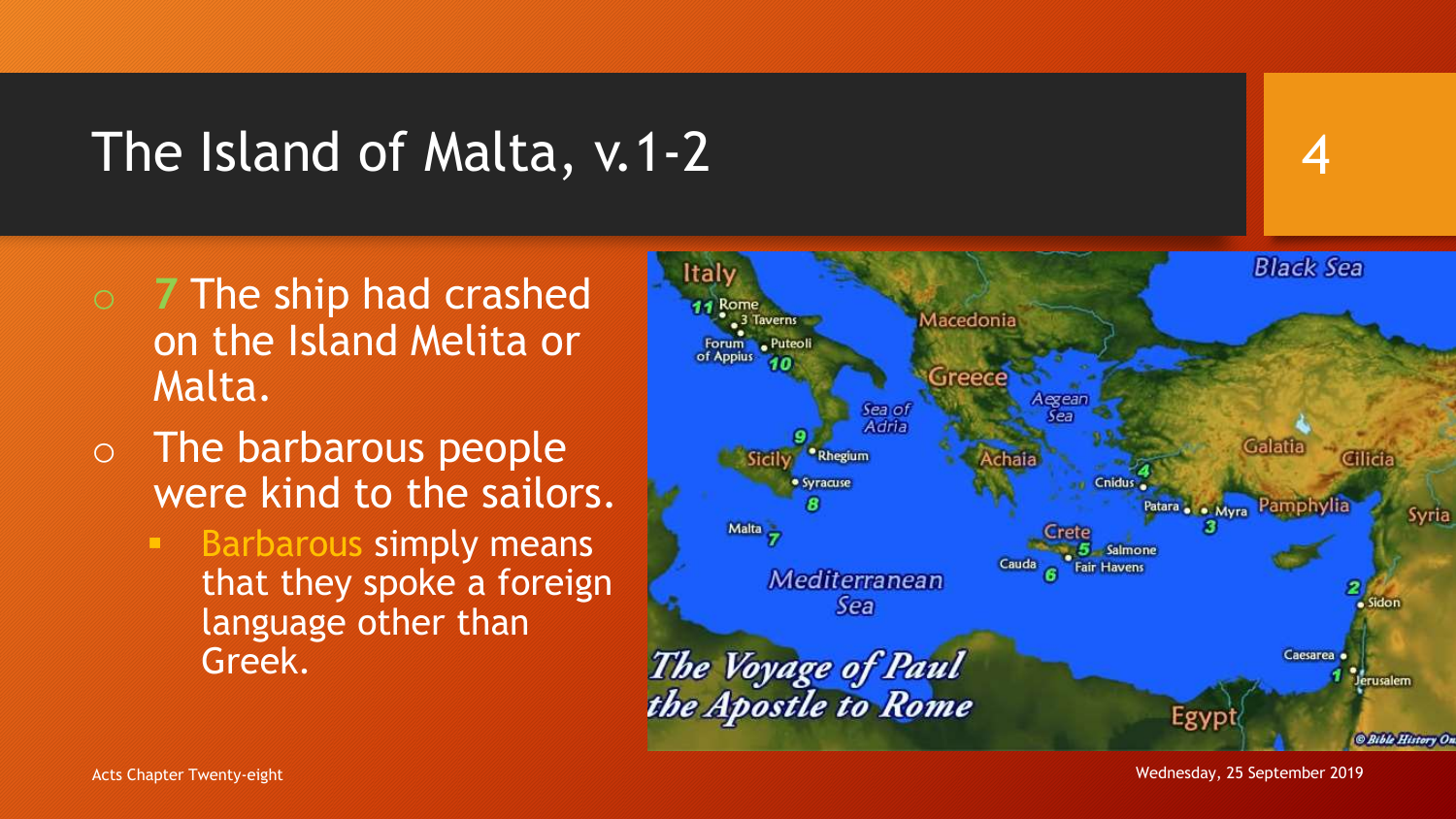# The Island of Malta, v.1-2

- **7** The ship had crashed on the Island Melita or Malta.
- The barbarous people were kind to the sailors.
  - Barbarous simply means that they spoke a foreign language other than Greek.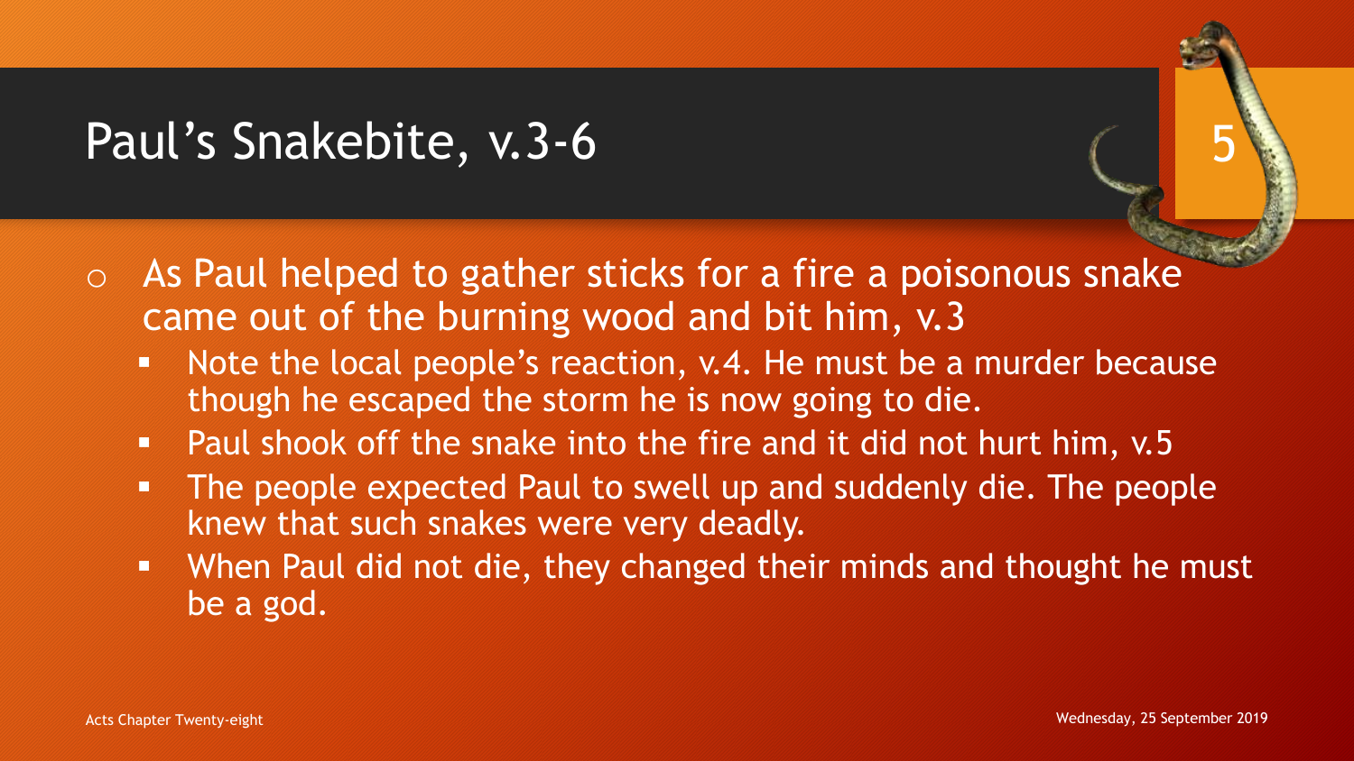# Paul's Snakebite, v.3-6

- As Paul helped to gather sticks for a fire a poisonous snake came out of the burning wood and bit him, v.3
  - Note the local people's reaction, v.4. He must be a murder because though he escaped the storm he is now going to die.
  - Paul shook off the snake into the fire and it did not hurt him, v.5
  - The people expected Paul to swell up and suddenly die. The people knew that such snakes were very deadly.
  - When Paul did not die, they changed their minds and thought he must be a god.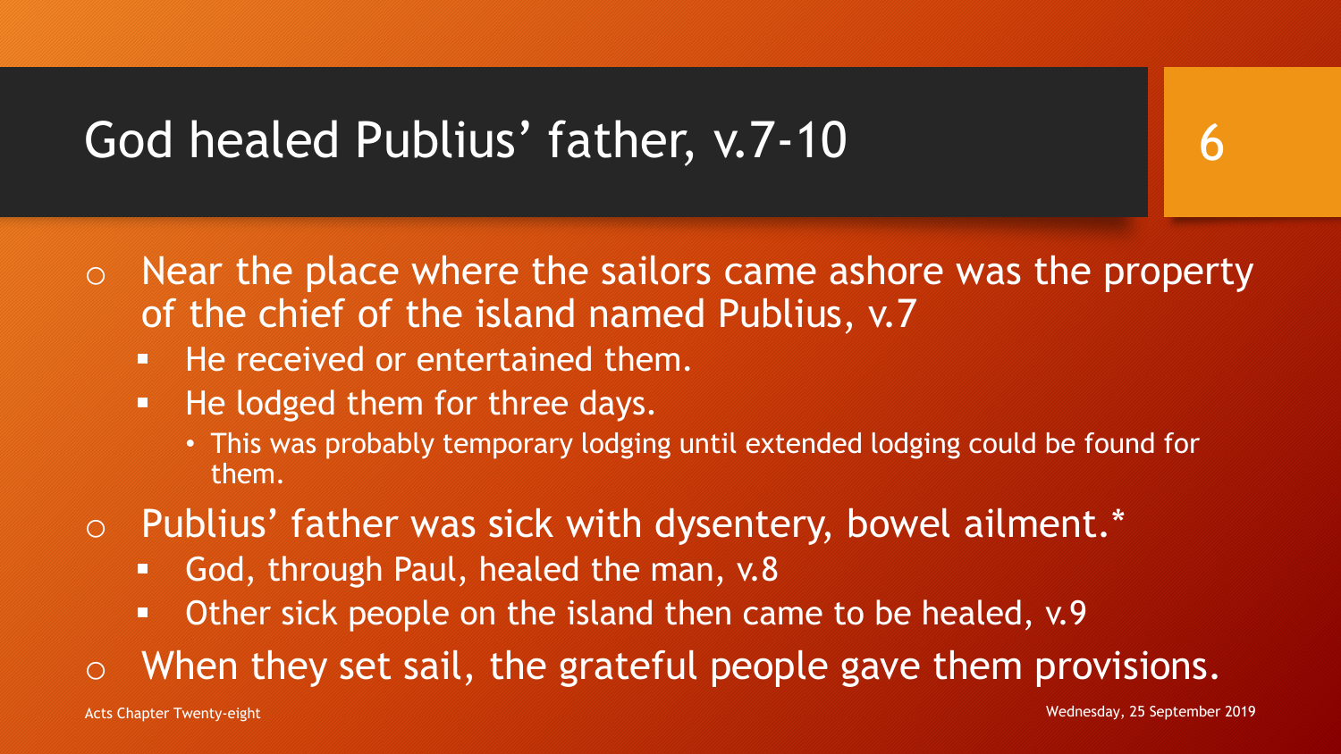# God healed Publius' father, v.7-10

- Near the place where the sailors came ashore was the property of the chief of the island named Publius, v.7
  - He received or entertained them.
  - He lodged them for three days.
    - This was probably temporary lodging until extended lodging could be found for them.
- Publius' father was sick with dysentery, bowel ailment.*
  - God, through Paul, healed the man, v.8
  - Other sick people on the island then came to be healed, v.9
- When they set sail, the grateful people gave them provisions.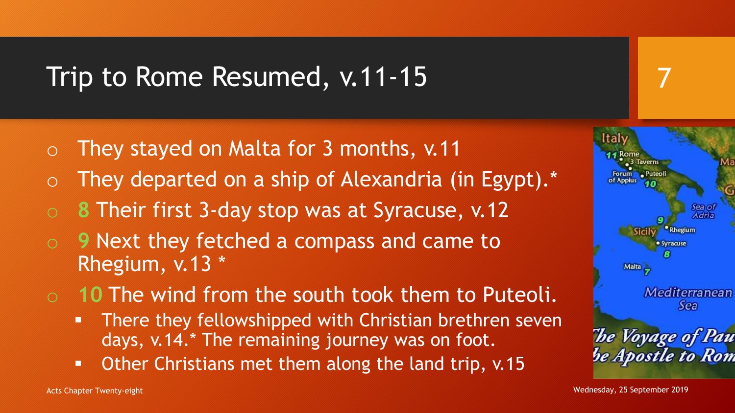# Trip to Rome Resumed, v.11-15

- They stayed on Malta for 3 months, v.11
- They departed on a ship of Alexandria (in Egypt).*
- **8** Their first 3-day stop was at Syracuse, v.12
- **9** Next they fetched a compass and came to Rhegium, v.13 *
- **10** The wind from the south took them to Puteoli.
  - There they fellowshipped with Christian brethren seven days, v.14.* The remaining journey was on foot.
  - Other Christians met them along the land trip, v.15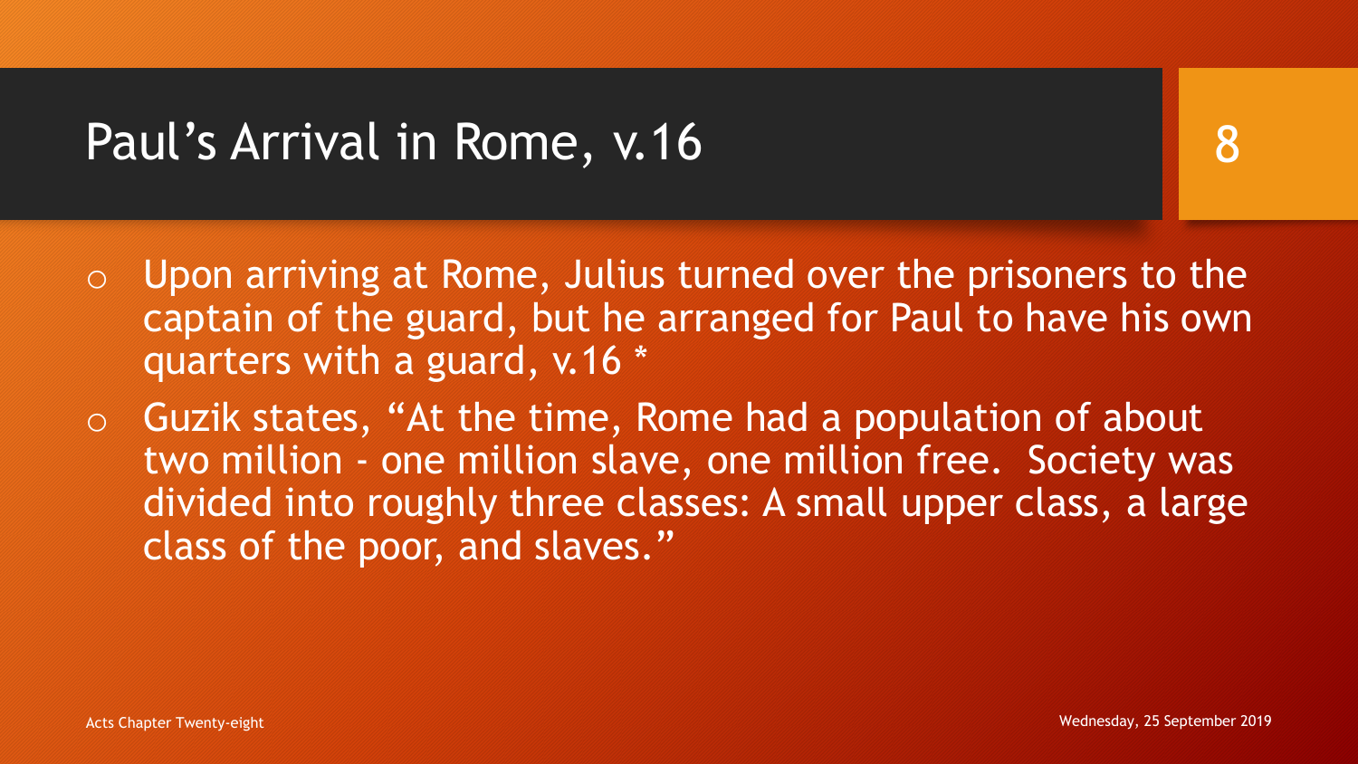# Paul's Arrival in Rome, v.16

- Upon arriving at Rome, Julius turned over the prisoners to the captain of the guard, but he arranged for Paul to have his own quarters with a guard, v.16 *
- Guzik states, "At the time, Rome had a population of about two million - one million slave, one million free. Society was divided into roughly three classes: A small upper class, a large class of the poor, and slaves."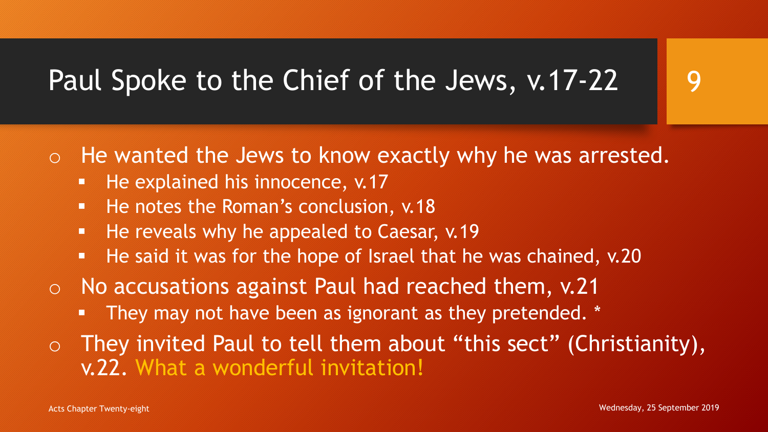# Paul Spoke to the Chief of the Jews, v.17-22

- He wanted the Jews to know exactly why he was arrested.
  - He explained his innocence, v.17
  - He notes the Roman's conclusion, v.18
  - He reveals why he appealed to Caesar, v.19
  - He said it was for the hope of Israel that he was chained, v.20
- No accusations against Paul had reached them, v.21
  - They may not have been as ignorant as they pretended. *
- They invited Paul to tell them about "this sect" (Christianity), v.22. What a wonderful invitation!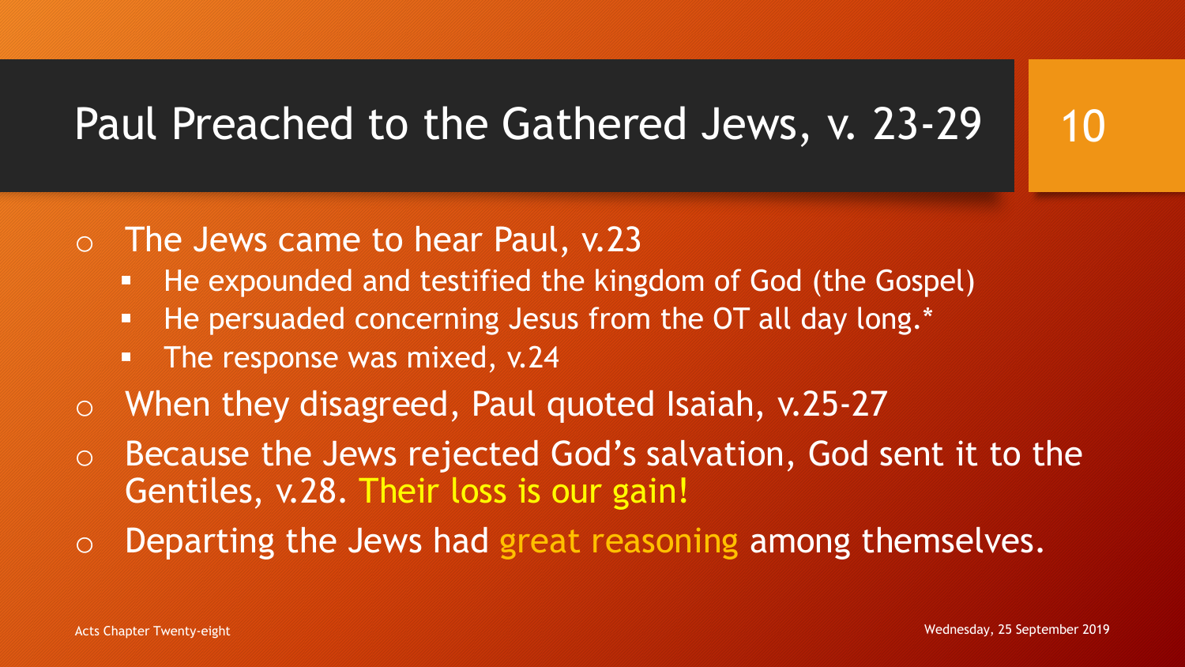# Paul Preached to the Gathered Jews, v. 23-29

- The Jews came to hear Paul, v.23
  - He expounded and testified the kingdom of God (the Gospel)
  - He persuaded concerning Jesus from the OT all day long.*
  - The response was mixed, v.24
- When they disagreed, Paul quoted Isaiah, v.25-27
- Because the Jews rejected God’s salvation, God sent it to the Gentiles, v.28. Their loss is our gain!
- Departing the Jews had great reasoning among themselves.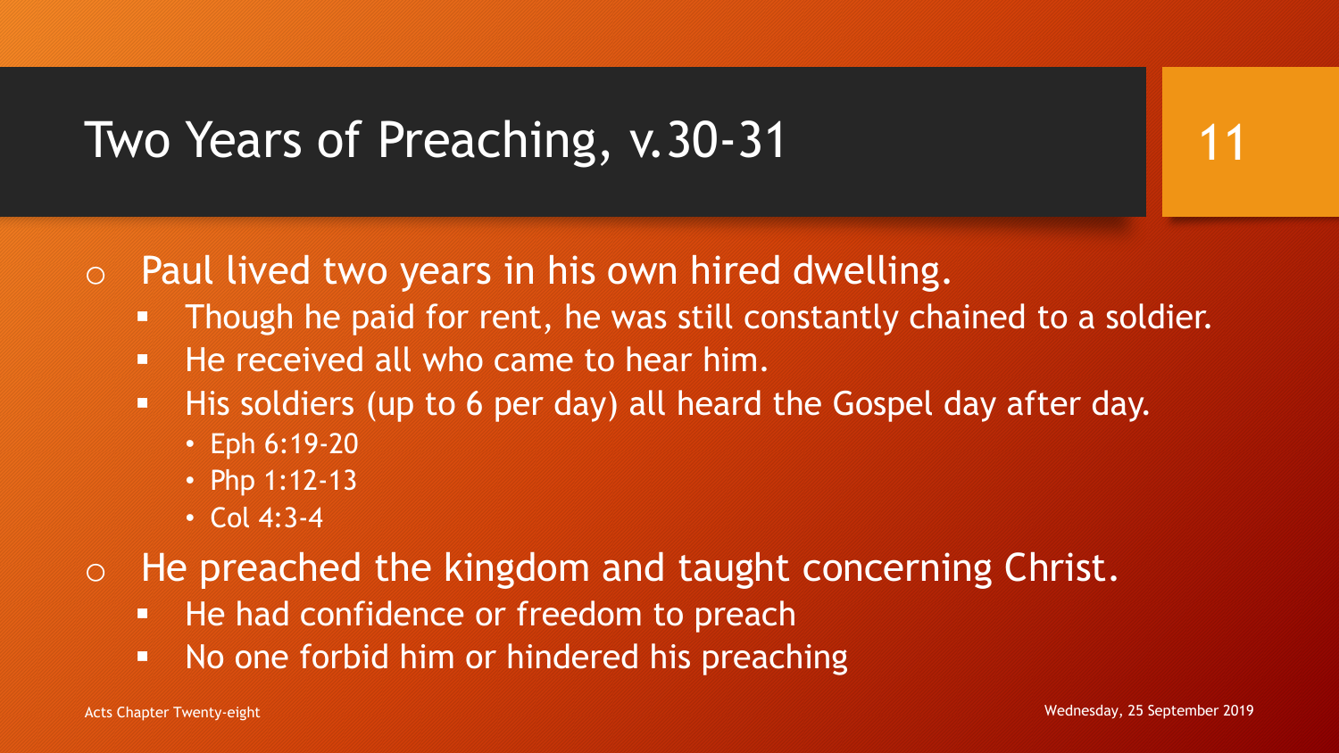# Two Years of Preaching, v.30-31

- Paul lived two years in his own hired dwelling.
  - Though he paid for rent, he was still constantly chained to a soldier.
  - He received all who came to hear him.
  - His soldiers (up to 6 per day) all heard the Gospel day after day.
    - Eph 6:19-20
    - Php 1:12-13
    - Col 4:3-4
- He preached the kingdom and taught concerning Christ.
  - He had confidence or freedom to preach
  - No one forbid him or hindered his preaching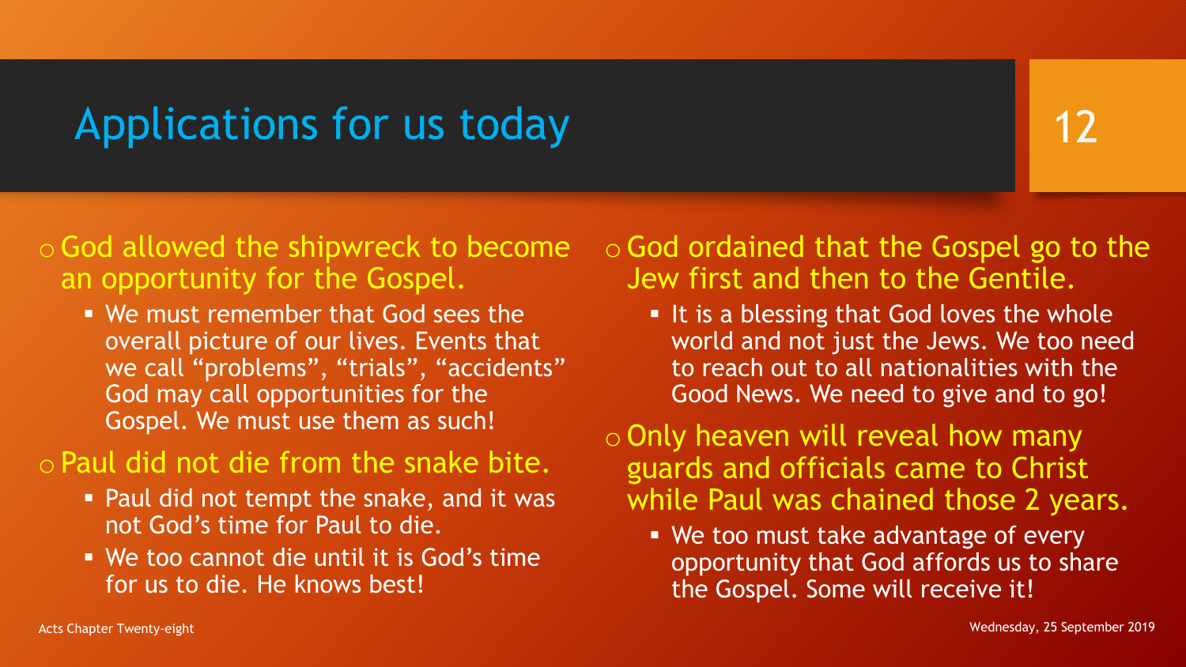# Applications for us today

- God allowed the shipwreck to become an opportunity for the Gospel.
  - We must remember that God sees the overall picture of our lives. Events that we call “problems”, “trials”, “accidents” God may call opportunities for the Gospel. We must use them as such!
- Paul did not die from the snake bite.
  - Paul did not tempt the snake, and it was not God’s time for Paul to die.
  - We too cannot die until it is God’s time for us to die. He knows best!
- God ordained that the Gospel go to the Jew first and then to the Gentile.
  - It is a blessing that God loves the whole world and not just the Jews. We too need to reach out to all nationalities with the Good News. We need to give and to go!
- Only heaven will reveal how many guards and officials came to Christ while Paul was chained those 2 years.
  - We too must take advantage of every opportunity that God affords us to share the Gospel. Some will receive it!